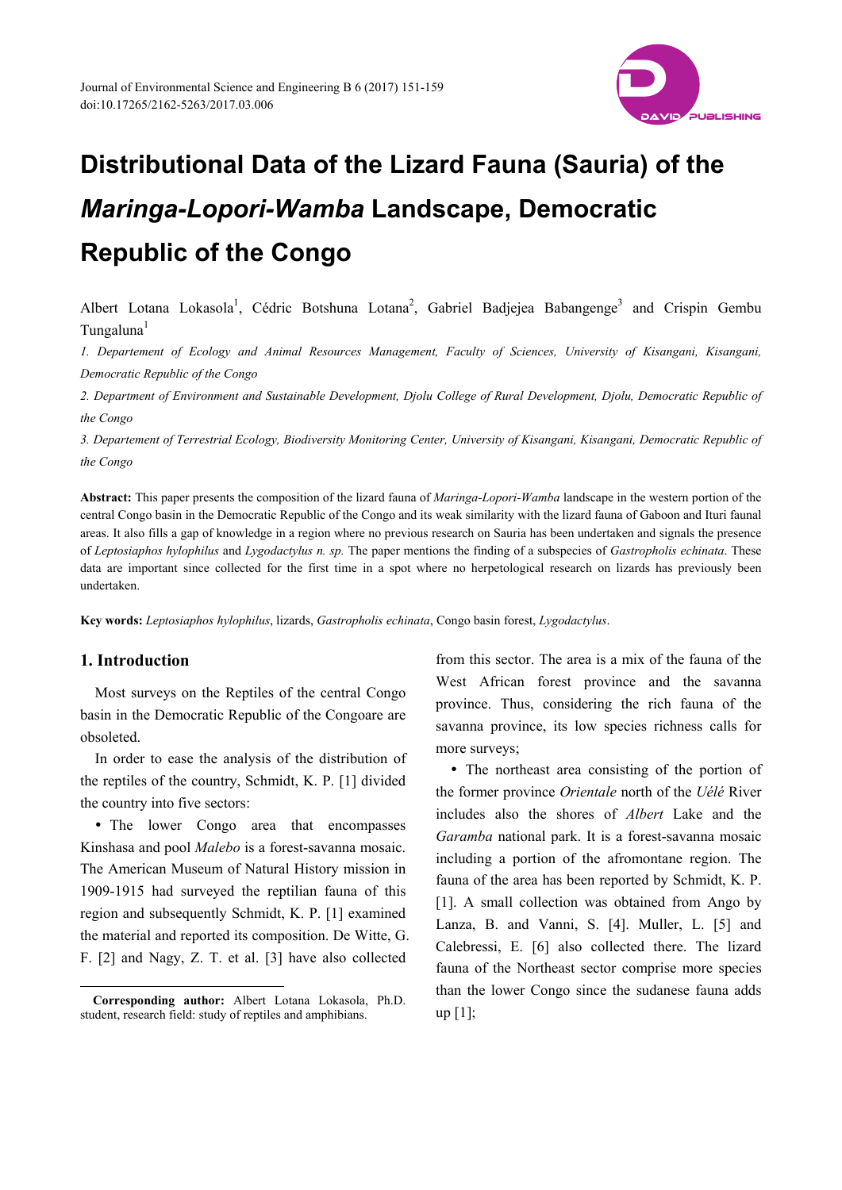# Distributional Data of the Lizard Fauna (Sauria) of the *Maringa-Lopori-Wamba* Landscape, Democratic Republic of the Congo

Albert Lotana Lokasola[1], Cédric Botshuna Lotana[2], Gabriel Badjejea Babangenge[3] and Crispin Gembu Tungaluna[1]

*1. Departement of Ecology and Animal Resources Management, Faculty of Sciences, University of Kisangani, Kisangani, Democratic Republic of the Congo*

*2. Department of Environment and Sustainable Development, Djolu College of Rural Development, Djolu, Democratic Republic of the Congo*

*3. Departement of Terrestrial Ecology, Biodiversity Monitoring Center, University of Kisangani, Kisangani, Democratic Republic of the Congo*

**Abstract:** This paper presents the composition of the lizard fauna of *Maringa-Lopori-Wamba* landscape in the western portion of the central Congo basin in the Democratic Republic of the Congo and its weak similarity with the lizard fauna of Gaboon and Ituri faunal areas. It also fills a gap of knowledge in a region where no previous research on Sauria has been undertaken and signals the presence of *Leptosiaphos hylophilus* and *Lygodactylus n. sp.* The paper mentions the finding of a subspecies of *Gastropholis echinata*. These data are important since collected for the first time in a spot where no herpetological research on lizards has previously been undertaken.

**Key words:** *Leptosiaphos hylophilus*, lizards, *Gastropholis echinata*, Congo basin forest, *Lygodactylus*.

## 1. Introduction

Most surveys on the Reptiles of the central Congo basin in the Democratic Republic of the Congoare are obsoleted.

In order to ease the analysis of the distribution of the reptiles of the country, Schmidt, K. P. [1] divided the country into five sectors:

- The lower Congo area that encompasses Kinshasa and pool *Malebo* is a forest-savanna mosaic. The American Museum of Natural History mission in 1909-1915 had surveyed the reptilian fauna of this region and subsequently Schmidt, K. P. [1] examined the material and reported its composition. De Witte, G. F. [2] and Nagy, Z. T. et al. [3] have also collected from this sector. The area is a mix of the fauna of the West African forest province and the savanna province. Thus, considering the rich fauna of the savanna province, its low species richness calls for more surveys;
- The northeast area consisting of the portion of the former province *Orientale* north of the *Uélé* River includes also the shores of *Albert* Lake and the *Garamba* national park. It is a forest-savanna mosaic including a portion of the afromontane region. The fauna of the area has been reported by Schmidt, K. P. [1]. A small collection was obtained from Ango by Lanza, B. and Vanni, S. [4]. Muller, L. [5] and Calebressi, E. [6] also collected there. The lizard fauna of the Northeast sector comprise more species than the lower Congo since the sudanese fauna adds up [1];

**Corresponding author:** Albert Lotana Lokasola, Ph.D. student, research field: study of reptiles and amphibians.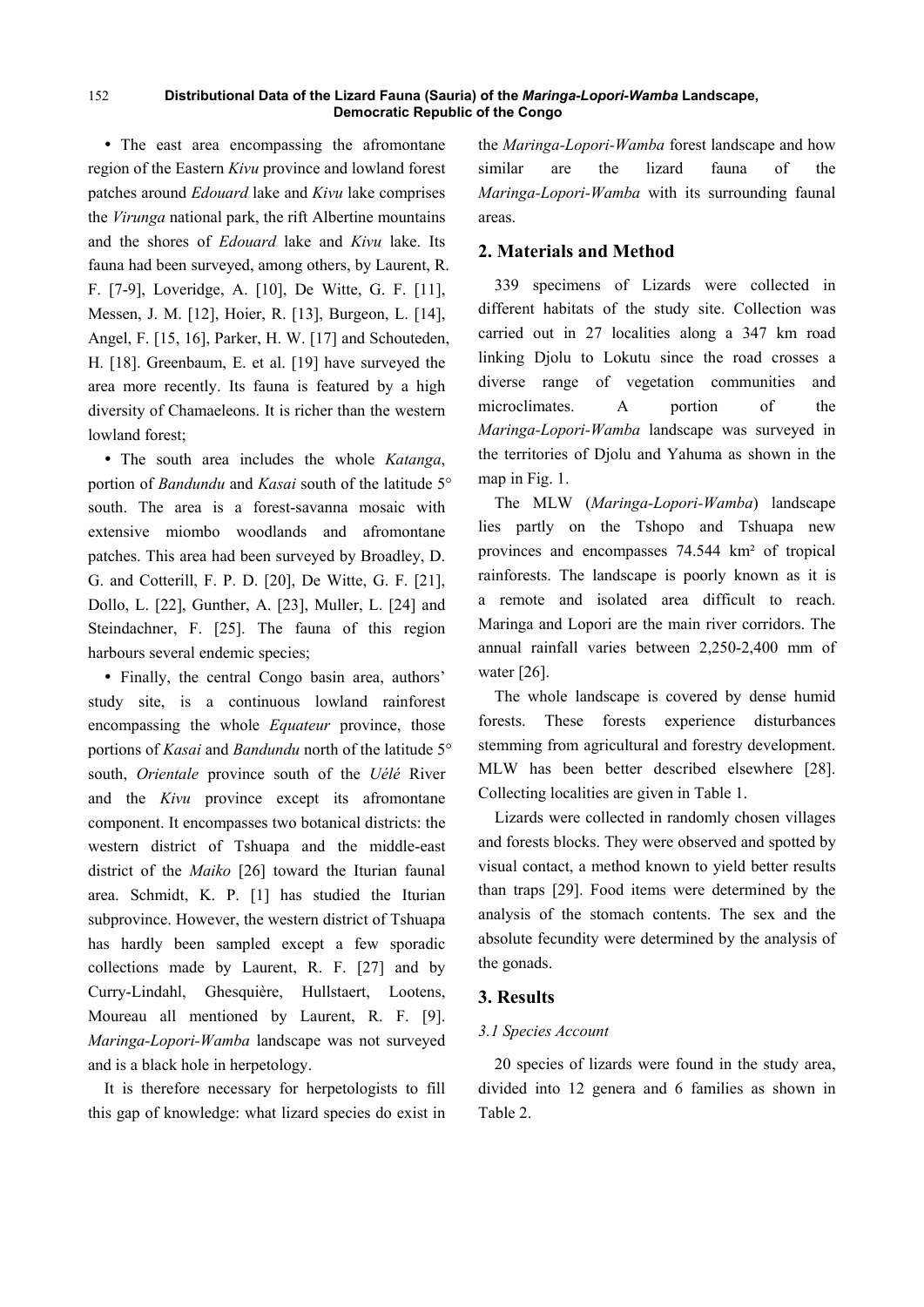• The east area encompassing the afromontane region of the Eastern *Kivu* province and lowland forest patches around *Edouard* lake and *Kivu* lake comprises the *Virunga* national park, the rift Albertine mountains and the shores of *Edouard* lake and *Kivu* lake. Its fauna had been surveyed, among others, by Laurent, R. F. [7-9], Loveridge, A. [10], De Witte, G. F. [11], Messen, J. M. [12], Hoier, R. [13], Burgeon, L. [14], Angel, F. [15, 16], Parker, H. W. [17] and Schouteden, H. [18]. Greenbaum, E. et al. [19] have surveyed the area more recently. Its fauna is featured by a high diversity of Chamaeleons. It is richer than the western lowland forest;

• The south area includes the whole *Katanga*, portion of *Bandundu* and *Kasai* south of the latitude 5° south. The area is a forest-savanna mosaic with extensive miombo woodlands and afromontane patches. This area had been surveyed by Broadley, D. G. and Cotterill, F. P. D. [20], De Witte, G. F. [21], Dollo, L. [22], Gunther, A. [23], Muller, L. [24] and Steindachner, F. [25]. The fauna of this region harbours several endemic species;

• Finally, the central Congo basin area, authors' study site, is a continuous lowland rainforest encompassing the whole *Equateur* province, those portions of *Kasai* and *Bandundu* north of the latitude 5° south, *Orientale* province south of the *Uélé* River and the *Kivu* province except its afromontane component. It encompasses two botanical districts: the western district of Tshuapa and the middle-east district of the *Maiko* [26] toward the Iturian faunal area. Schmidt, K. P. [1] has studied the Iturian subprovince. However, the western district of Tshuapa has hardly been sampled except a few sporadic collections made by Laurent, R. F. [27] and by Curry-Lindahl, Ghesquière, Hullstaert, Lootens, Moureau all mentioned by Laurent, R. F. [9]. *Maringa-Lopori-Wamba* landscape was not surveyed and is a black hole in herpetology.

It is therefore necessary for herpetologists to fill this gap of knowledge: what lizard species do exist in the *Maringa-Lopori-Wamba* forest landscape and how similar are the lizard fauna of the *Maringa-Lopori-Wamba* with its surrounding faunal areas.

## 2. Materials and Method

339 specimens of Lizards were collected in different habitats of the study site. Collection was carried out in 27 localities along a 347 km road linking Djolu to Lokutu since the road crosses a diverse range of vegetation communities and microclimates. A portion of the *Maringa-Lopori-Wamba* landscape was surveyed in the territories of Djolu and Yahuma as shown in the map in Fig. 1.

The MLW (*Maringa-Lopori-Wamba*) landscape lies partly on the Tshopo and Tshuapa new provinces and encompasses 74.544 km² of tropical rainforests. The landscape is poorly known as it is a remote and isolated area difficult to reach. Maringa and Lopori are the main river corridors. The annual rainfall varies between 2,250-2,400 mm of water [26].

The whole landscape is covered by dense humid forests. These forests experience disturbances stemming from agricultural and forestry development. MLW has been better described elsewhere [28]. Collecting localities are given in Table 1.

Lizards were collected in randomly chosen villages and forests blocks. They were observed and spotted by visual contact, a method known to yield better results than traps [29]. Food items were determined by the analysis of the stomach contents. The sex and the absolute fecundity were determined by the analysis of the gonads.

## 3. Results

### 3.1 Species Account

20 species of lizards were found in the study area, divided into 12 genera and 6 families as shown in Table 2.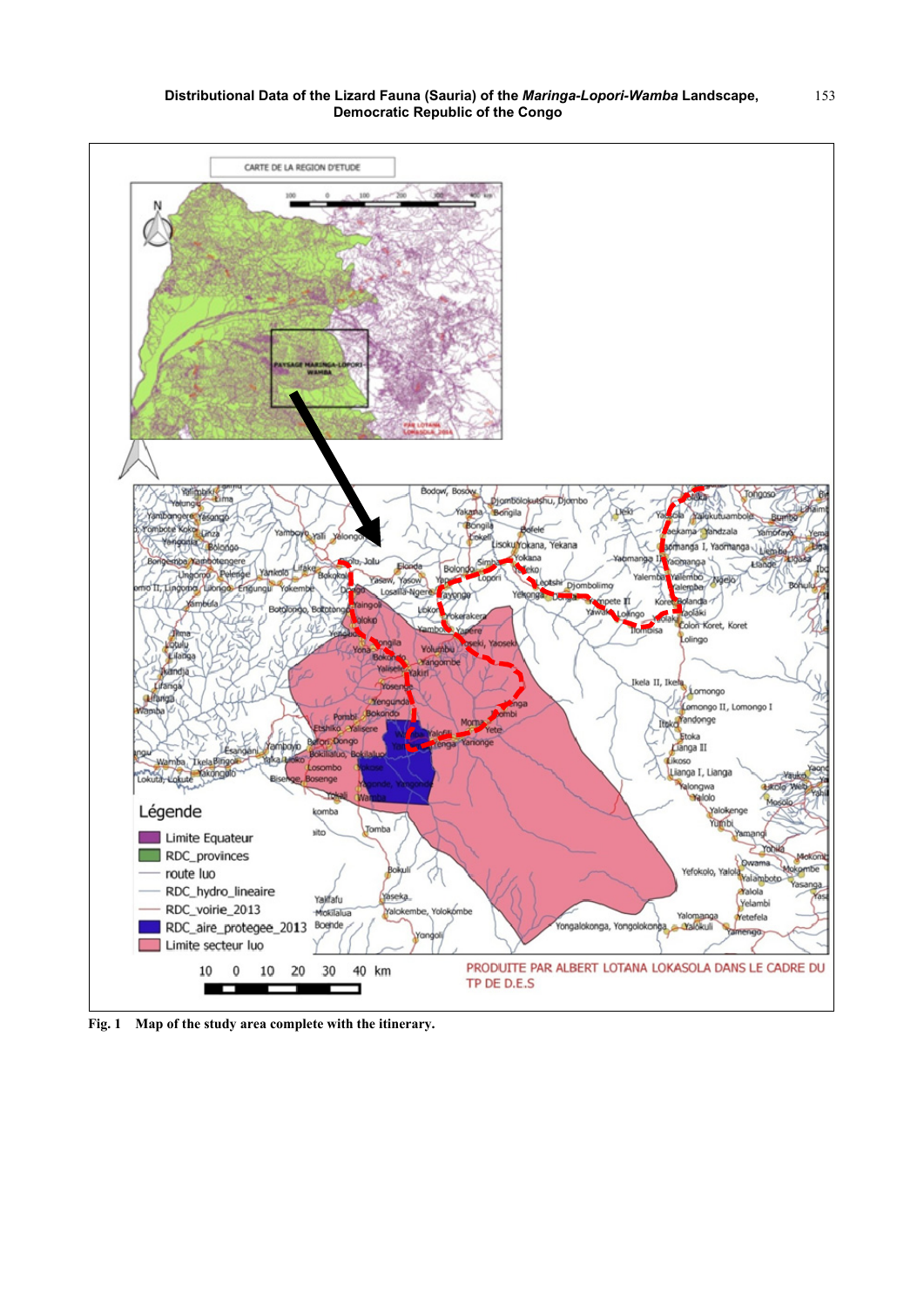Fig. 1 Map of the study area complete with the itinerary.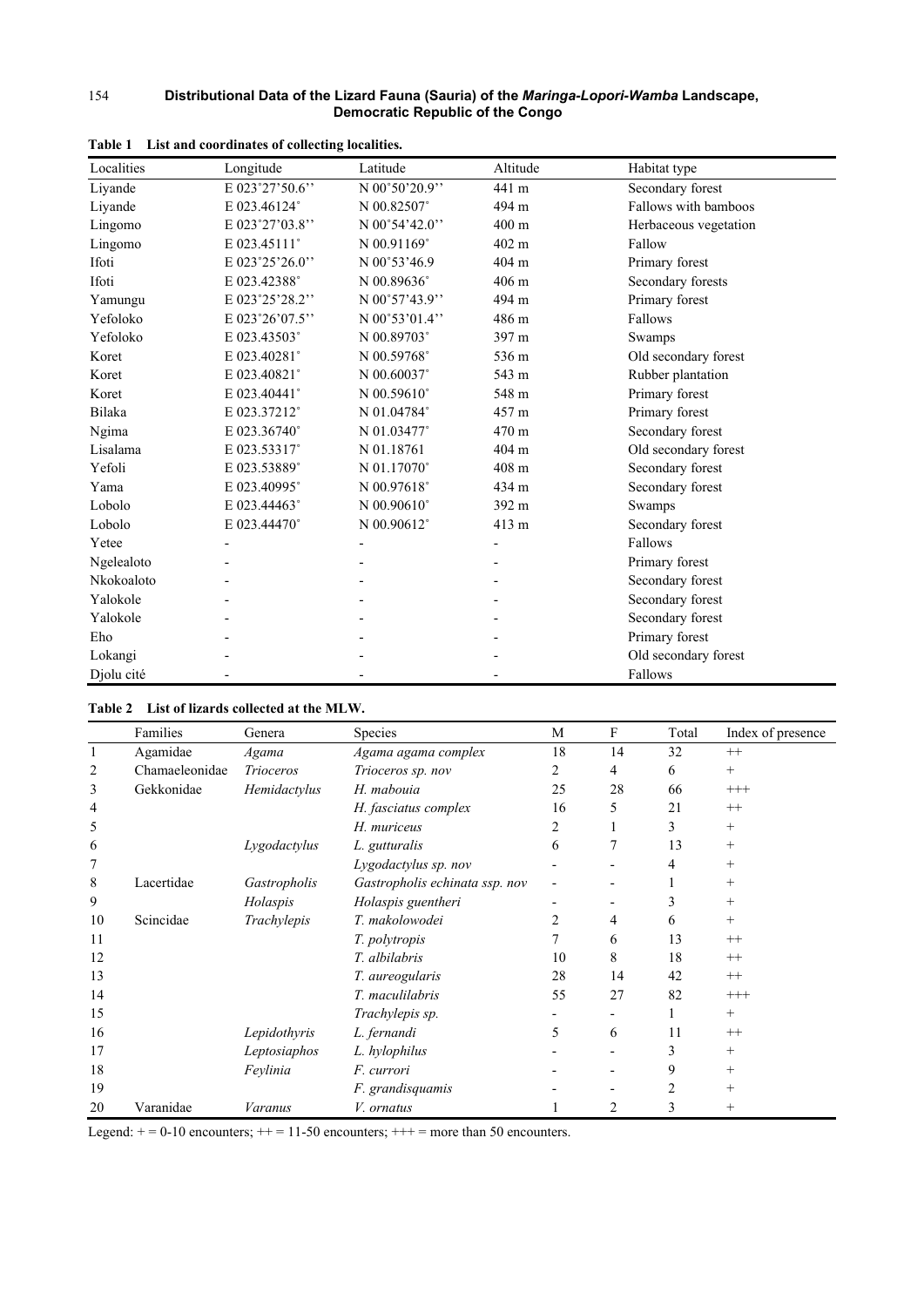**Table 1 List and coordinates of collecting localities.**

| Localities | Longitude | Latitude | Altitude | Habitat type |
|---|---|---|---|---|
| Liyande | E 023°27'50.6'' | N 00°50'20.9'' | 441 m | Secondary forest |
| Liyande | E 023.46124° | N 00.82507° | 494 m | Fallows with bamboos |
| Lingomo | E 023°27'03.8'' | N 00°54'42.0'' | 400 m | Herbaceous vegetation |
| Lingomo | E 023.45111° | N 00.91169° | 402 m | Fallow |
| Ifoti | E 023°25'26.0'' | N 00°53'46.9 | 404 m | Primary forest |
| Ifoti | E 023.42388° | N 00.89636° | 406 m | Secondary forests |
| Yamungu | E 023°25'28.2'' | N 00°57'43.9'' | 494 m | Primary forest |
| Yefoloko | E 023°26'07.5'' | N 00°53'01.4'' | 486 m | Fallows |
| Yefoloko | E 023.43503° | N 00.89703° | 397 m | Swamps |
| Koret | E 023.40281° | N 00.59768° | 536 m | Old secondary forest |
| Koret | E 023.40821° | N 00.60037° | 543 m | Rubber plantation |
| Koret | E 023.40441° | N 00.59610° | 548 m | Primary forest |
| Bilaka | E 023.37212° | N 01.04784° | 457 m | Primary forest |
| Ngima | E 023.36740° | N 01.03477° | 470 m | Secondary forest |
| Lisalama | E 023.53317° | N 01.18761 | 404 m | Old secondary forest |
| Yefoli | E 023.53889° | N 01.17070° | 408 m | Secondary forest |
| Yama | E 023.40995° | N 00.97618° | 434 m | Secondary forest |
| Lobolo | E 023.44463° | N 00.90610° | 392 m | Swamps |
| Lobolo | E 023.44470° | N 00.90612° | 413 m | Secondary forest |
| Yetee | - | - | - | Fallows |
| Ngelealoto | - | - | - | Primary forest |
| Nkokoaloto | - | - | - | Secondary forest |
| Yalokole | - | - | - | Secondary forest |
| Yalokole | - | - | - | Secondary forest |
| Eho | - | - | - | Primary forest |
| Lokangi | - | - | - | Old secondary forest |
| Djolu cité | - | - | - | Fallows |

**Table 2 List of lizards collected at the MLW.**

| | Families | Genera | Species | M | F | Total | Index of presence |
|---|---|---|---|---|---|---|---|
| 1 | Agamidae | *Agama* | *Agama agama complex* | 18 | 14 | 32 | ++ |
| 2 | Chamaeleonidae | *Trioceros* | *Trioceros sp. nov* | 2 | 4 | 6 | + |
| 3 | Gekkonidae | *Hemidactylus* | *H. mabouia* | 25 | 28 | 66 | +++ |
| 4 | | | *H. fasciatus complex* | 16 | 5 | 21 | ++ |
| 5 | | | *H. muriceus* | 2 | 1 | 3 | + |
| 6 | | *Lygodactylus* | *L. gutturalis* | 6 | 7 | 13 | + |
| 7 | | | *Lygodactylus sp. nov* | - | - | 4 | + |
| 8 | Lacertidae | *Gastropholis* | *Gastropholis echinata ssp. nov* | - | - | 1 | + |
| 9 | | *Holaspis* | *Holaspis guentheri* | - | - | 3 | + |
| 10 | Scincidae | *Trachylepis* | *T. makolowodei* | 2 | 4 | 6 | + |
| 11 | | | *T. polytropis* | 7 | 6 | 13 | ++ |
| 12 | | | *T. albilabris* | 10 | 8 | 18 | ++ |
| 13 | | | *T. aureogularis* | 28 | 14 | 42 | ++ |
| 14 | | | *T. maculilabris* | 55 | 27 | 82 | +++ |
| 15 | | | *Trachylepis sp.* | - | - | 1 | + |
| 16 | | *Lepidothyris* | *L. fernandi* | 5 | 6 | 11 | ++ |
| 17 | | *Leptosiaphos* | *L. hylophilus* | - | - | 3 | + |
| 18 | | *Feylinia* | *F. currori* | - | - | 9 | + |
| 19 | | | *F. grandisquamis* | - | - | 2 | + |
| 20 | Varanidae | *Varanus* | *V. ornatus* | 1 | 2 | 3 | + |

Legend: + = 0-10 encounters; ++ = 11-50 encounters; +++ = more than 50 encounters.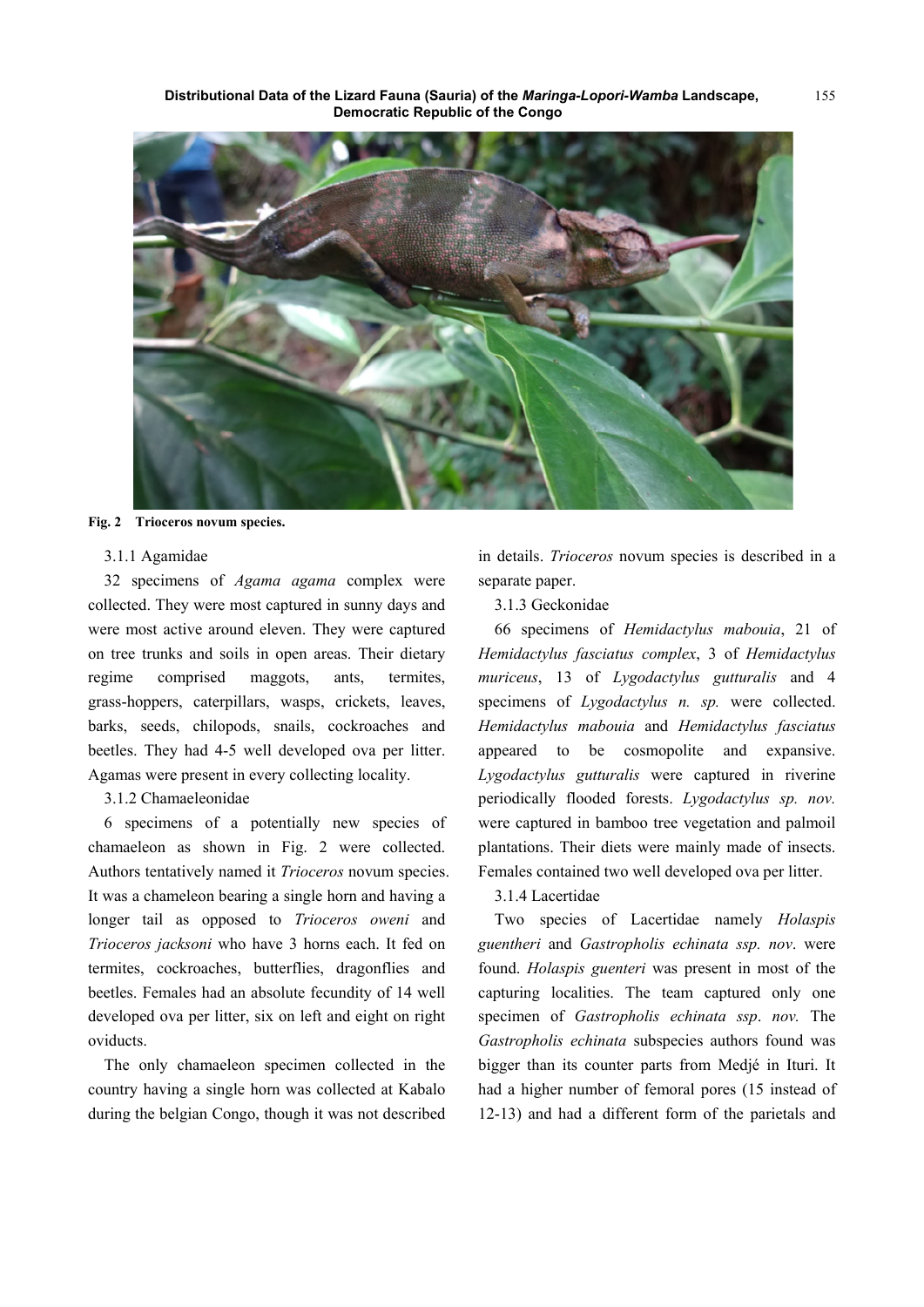**Fig. 2 Trioceros novum species.**

3.1.1 Agamidae

32 specimens of *Agama agama* complex were collected. They were most captured in sunny days and were most active around eleven. They were captured on tree trunks and soils in open areas. Their dietary regime comprised maggots, ants, termites, grass-hoppers, caterpillars, wasps, crickets, leaves, barks, seeds, chilopods, snails, cockroaches and beetles. They had 4-5 well developed ova per litter. Agamas were present in every collecting locality.

3.1.2 Chamaeleonidae

6 specimens of a potentially new species of chamaeleon as shown in Fig. 2 were collected. Authors tentatively named it *Trioceros* novum species. It was a chameleon bearing a single horn and having a longer tail as opposed to *Trioceros oweni* and *Trioceros jacksoni* who have 3 horns each. It fed on termites, cockroaches, butterflies, dragonflies and beetles. Females had an absolute fecundity of 14 well developed ova per litter, six on left and eight on right oviducts.

The only chamaeleon specimen collected in the country having a single horn was collected at Kabalo during the belgian Congo, though it was not described in details. *Trioceros* novum species is described in a separate paper.

3.1.3 Geckonidae

66 specimens of *Hemidactylus mabouia*, 21 of *Hemidactylus fasciatus complex*, 3 of *Hemidactylus muriceus*, 13 of *Lygodactylus gutturalis* and 4 specimens of *Lygodactylus n. sp.* were collected. *Hemidactylus mabouia* and *Hemidactylus fasciatus* appeared to be cosmopolite and expansive. *Lygodactylus gutturalis* were captured in riverine periodically flooded forests. *Lygodactylus sp. nov.* were captured in bamboo tree vegetation and palmoil plantations. Their diets were mainly made of insects. Females contained two well developed ova per litter.

3.1.4 Lacertidae

Two species of Lacertidae namely *Holaspis guentheri* and *Gastropholis echinata ssp. nov*. were found. *Holaspis guenteri* was present in most of the capturing localities. The team captured only one specimen of *Gastropholis echinata ssp*. *nov.* The *Gastropholis echinata* subspecies authors found was bigger than its counter parts from Medjé in Ituri. It had a higher number of femoral pores (15 instead of 12-13) and had a different form of the parietals and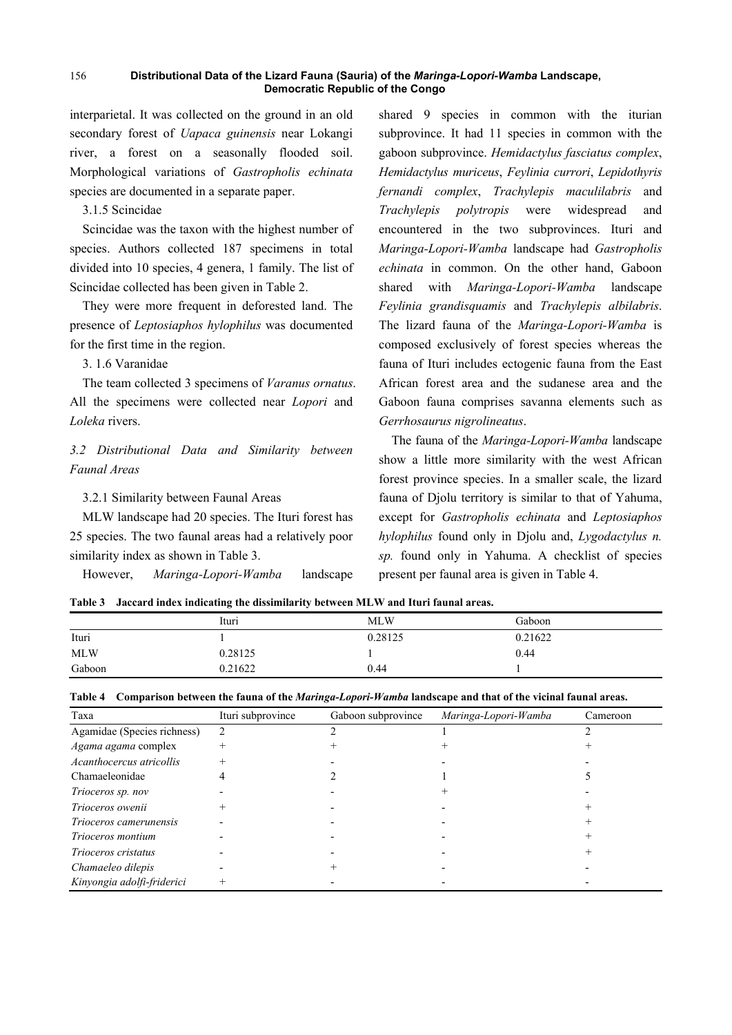interparietal. It was collected on the ground in an old secondary forest of *Uapaca guinensis* near Lokangi river, a forest on a seasonally flooded soil. Morphological variations of *Gastropholis echinata* species are documented in a separate paper.

3.1.5 Scincidae

Scincidae was the taxon with the highest number of species. Authors collected 187 specimens in total divided into 10 species, 4 genera, 1 family. The list of Scincidae collected has been given in Table 2.

They were more frequent in deforested land. The presence of *Leptosiaphos hylophilus* was documented for the first time in the region.

3. 1.6 Varanidae

The team collected 3 specimens of *Varanus ornatus*. All the specimens were collected near *Lopori* and *Loleka* rivers.

### *3.2 Distributional Data and Similarity between Faunal Areas*

3.2.1 Similarity between Faunal Areas

MLW landscape had 20 species. The Ituri forest has 25 species. The two faunal areas had a relatively poor similarity index as shown in Table 3.

However, *Maringa-Lopori-Wamba* landscape shared 9 species in common with the iturian subprovince. It had 11 species in common with the gaboon subprovince. *Hemidactylus fasciatus complex*, *Hemidactylus muriceus*, *Feylinia currori*, *Lepidothyris fernandi complex*, *Trachylepis maculilabris* and *Trachylepis polytropis* were widespread and encountered in the two subprovinces. Ituri and *Maringa-Lopori-Wamba* landscape had *Gastropholis echinata* in common. On the other hand, Gaboon shared with *Maringa-Lopori-Wamba* landscape *Feylinia grandisquamis* and *Trachylepis albilabris*. The lizard fauna of the *Maringa-Lopori-Wamba* is composed exclusively of forest species whereas the fauna of Ituri includes ectogenic fauna from the East African forest area and the sudanese area and the Gaboon fauna comprises savanna elements such as *Gerrhosaurus nigrolineatus*.

The fauna of the *Maringa-Lopori-Wamba* landscape show a little more similarity with the west African forest province species. In a smaller scale, the lizard fauna of Djolu territory is similar to that of Yahuma, except for *Gastropholis echinata* and *Leptosiaphos hylophilus* found only in Djolu and, *Lygodactylus n. sp.* found only in Yahuma. A checklist of species present per faunal area is given in Table 4.

**Table 3 Jaccard index indicating the dissimilarity between MLW and Ituri faunal areas.**

| | Ituri | MLW | Gaboon |
|---|---|---|---|
| Ituri | 1 | 0.28125 | 0.21622 |
| MLW | 0.28125 | 1 | 0.44 |
| Gaboon | 0.21622 | 0.44 | 1 |

**Table 4 Comparison between the fauna of the *Maringa-Lopori-Wamba* landscape and that of the vicinal faunal areas.**

| Taxa | Ituri subprovince | Gaboon subprovince | *Maringa-Lopori-Wamba* | Cameroon |
|---|---|---|---|---|
| Agamidae (Species richness) | 2 | 2 | 1 | 2 |
| *Agama agama* complex | + | + | + | + |
| *Acanthocercus atricollis* | + | - | - | - |
| Chamaeleonidae | 4 | 2 | 1 | 5 |
| *Trioceros sp. nov* | - | - | + | - |
| *Trioceros owenii* | + | - | - | + |
| *Trioceros camerunensis* | - | - | - | + |
| *Trioceros montium* | - | - | - | + |
| *Trioceros cristatus* | - | - | - | + |
| *Chamaeleo dilepis* | - | + | - | - |
| *Kinyongia adolfi-friderici* | + | - | - | - |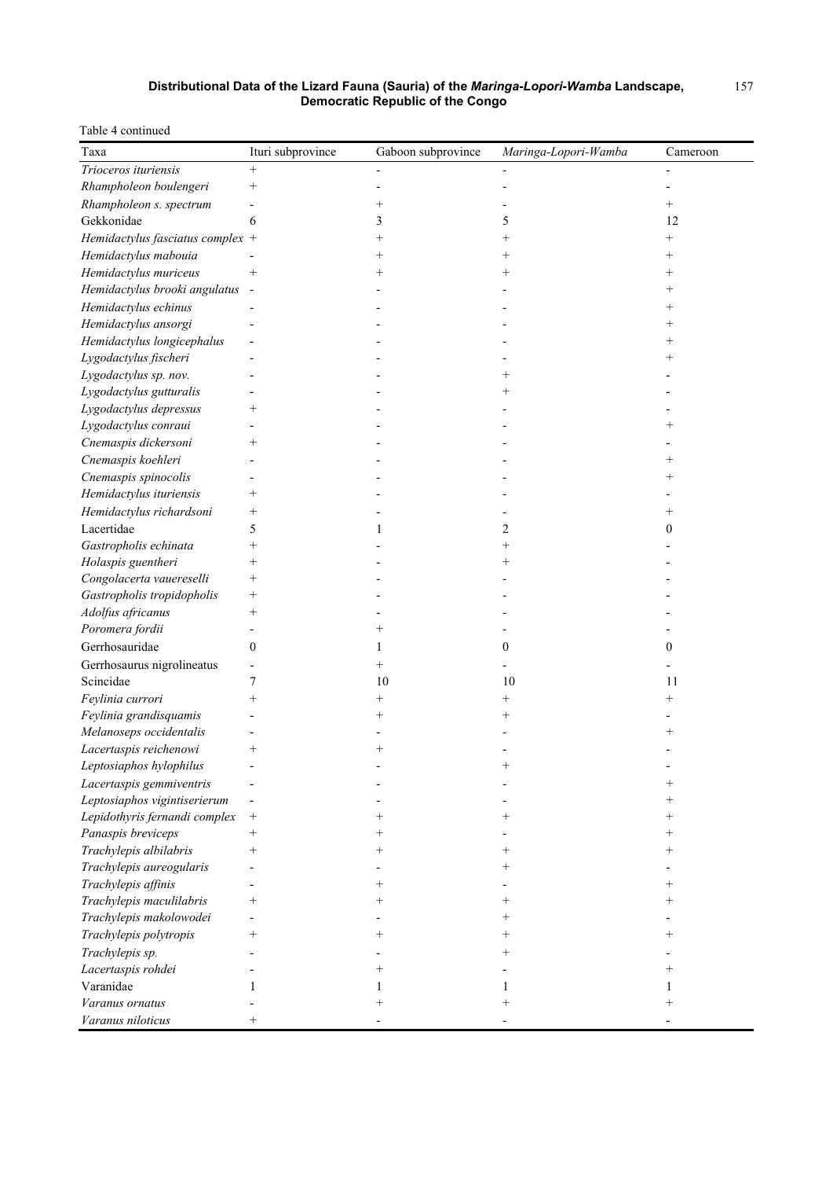Table 4 continued

| Taxa | Ituri subprovince | Gaboon subprovince | *Maringa-Lopori-Wamba* | Cameroon |
|---|---|---|---|---|
| *Trioceros ituriensis* | + | - | - | - |
| *Rhampholeon boulengeri* | + | - | - | - |
| *Rhampholeon s. spectrum* | - | + | - | + |
| Gekkonidae | 6 | 3 | 5 | 12 |
| *Hemidactylus fasciatus complex* | + | + | + | + |
| *Hemidactylus mabouia* | - | + | + | + |
| *Hemidactylus muriceus* | + | + | + | + |
| *Hemidactylus brooki angulatus* | - | - | - | + |
| *Hemidactylus echinus* | - | - | - | + |
| *Hemidactylus ansorgi* | - | - | - | + |
| *Hemidactylus longicephalus* | - | - | - | + |
| *Lygodactylus fischeri* | - | - | - | + |
| *Lygodactylus sp. nov.* | - | - | + | - |
| *Lygodactylus gutturalis* | - | - | + | - |
| *Lygodactylus depressus* | + | - | - | - |
| *Lygodactylus conraui* | - | - | - | + |
| *Cnemaspis dickersoni* | + | - | - | - |
| *Cnemaspis koehleri* | - | - | - | + |
| *Cnemaspis spinocolis* | - | - | - | + |
| *Hemidactylus ituriensis* | + | - | - | - |
| *Hemidactylus richardsoni* | + | - | - | + |
| Lacertidae | 5 | 1 | 2 | 0 |
| *Gastropholis echinata* | + | - | + | - |
| *Holaspis guentheri* | + | - | + | - |
| *Congolacerta vauereselli* | + | - | - | - |
| *Gastropholis tropidopholis* | + | - | - | - |
| *Adolfus africanus* | + | - | - | - |
| *Poromera fordii* | - | + | - | - |
| Gerrhosauridae | 0 | 1 | 0 | 0 |
| Gerrhosaurus nigrolineatus | - | + | - | - |
| Scincidae | 7 | 10 | 10 | 11 |
| *Feylinia currori* | + | + | + | + |
| *Feylinia grandisquamis* | - | + | + | - |
| *Melanoseps occidentalis* | - | - | - | + |
| *Lacertaspis reichenowi* | + | + | - | - |
| *Leptosiaphos hylophilus* | - | - | + | - |
| *Lacertaspis gemmiventris* | - | - | - | + |
| *Leptosiaphos vigintiserierum* | - | - | - | + |
| *Lepidothyris fernandi complex* | + | + | + | + |
| *Panaspis breviceps* | + | + | - | + |
| *Trachylepis albilabris* | + | + | + | + |
| *Trachylepis aureogularis* | - | - | + | - |
| *Trachylepis affinis* | - | + | - | + |
| *Trachylepis maculilabris* | + | + | + | + |
| *Trachylepis makolowodei* | - | - | + | - |
| *Trachylepis polytropis* | + | + | + | + |
| *Trachylepis sp.* | - | - | + | - |
| *Lacertaspis rohdei* | - | + | - | + |
| Varanidae | 1 | 1 | 1 | 1 |
| *Varanus ornatus* | - | + | + | + |
| *Varanus niloticus* | + | - | - | - |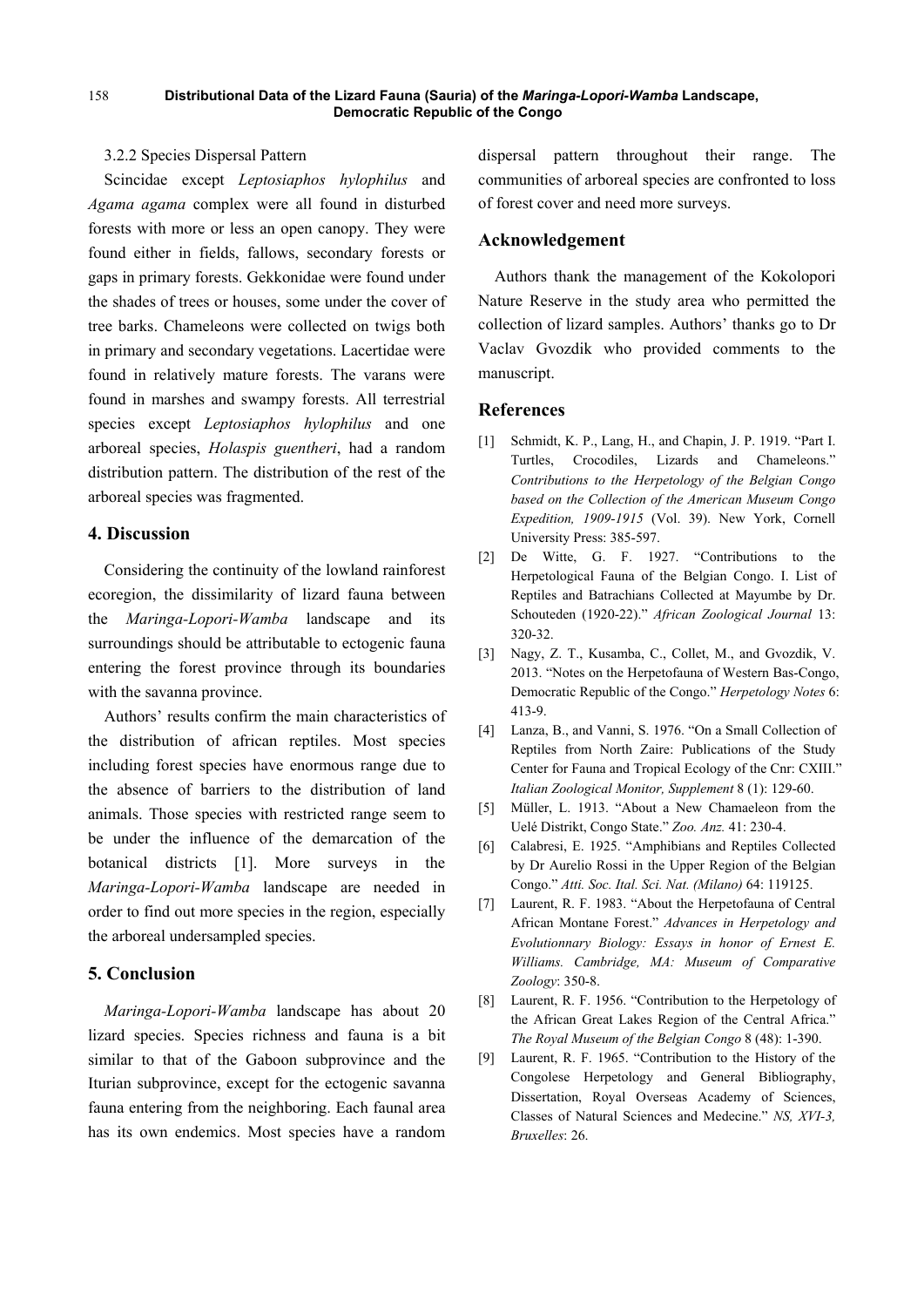#### 3.2.2 Species Dispersal Pattern

Scincidae except *Leptosiaphos hylophilus* and *Agama agama* complex were all found in disturbed forests with more or less an open canopy. They were found either in fields, fallows, secondary forests or gaps in primary forests. Gekkonidae were found under the shades of trees or houses, some under the cover of tree barks. Chameleons were collected on twigs both in primary and secondary vegetations. Lacertidae were found in relatively mature forests. The varans were found in marshes and swampy forests. All terrestrial species except *Leptosiaphos hylophilus* and one arboreal species, *Holaspis guentheri*, had a random distribution pattern. The distribution of the rest of the arboreal species was fragmented.

## 4. Discussion

Considering the continuity of the lowland rainforest ecoregion, the dissimilarity of lizard fauna between the *Maringa-Lopori-Wamba* landscape and its surroundings should be attributable to ectogenic fauna entering the forest province through its boundaries with the savanna province.

Authors' results confirm the main characteristics of the distribution of african reptiles. Most species including forest species have enormous range due to the absence of barriers to the distribution of land animals. Those species with restricted range seem to be under the influence of the demarcation of the botanical districts [1]. More surveys in the *Maringa-Lopori-Wamba* landscape are needed in order to find out more species in the region, especially the arboreal undersampled species.

## 5. Conclusion

*Maringa-Lopori-Wamba* landscape has about 20 lizard species. Species richness and fauna is a bit similar to that of the Gaboon subprovince and the Iturian subprovince, except for the ectogenic savanna fauna entering from the neighboring. Each faunal area has its own endemics. Most species have a random dispersal pattern throughout their range. The communities of arboreal species are confronted to loss of forest cover and need more surveys.

## Acknowledgement

Authors thank the management of the Kokolopori Nature Reserve in the study area who permitted the collection of lizard samples. Authors' thanks go to Dr Vaclav Gvozdik who provided comments to the manuscript.

## References

[1] Schmidt, K. P., Lang, H., and Chapin, J. P. 1919. "Part I. Turtles, Crocodiles, Lizards and Chameleons." *Contributions to the Herpetology of the Belgian Congo based on the Collection of the American Museum Congo Expedition, 1909-1915* (Vol. 39). New York, Cornell University Press: 385-597.

[2] De Witte, G. F. 1927. "Contributions to the Herpetological Fauna of the Belgian Congo. I. List of Reptiles and Batrachians Collected at Mayumbe by Dr. Schouteden (1920-22)." *African Zoological Journal* 13: 320-32.

[3] Nagy, Z. T., Kusamba, C., Collet, M., and Gvozdik, V. 2013. "Notes on the Herpetofauna of Western Bas-Congo, Democratic Republic of the Congo." *Herpetology Notes* 6: 413-9.

[4] Lanza, B., and Vanni, S. 1976. "On a Small Collection of Reptiles from North Zaire: Publications of the Study Center for Fauna and Tropical Ecology of the Cnr: CXIII." *Italian Zoological Monitor, Supplement* 8 (1): 129-60.

[5] Müller, L. 1913. "About a New Chamaeleon from the Uelé Distrikt, Congo State." *Zoo. Anz.* 41: 230-4.

[6] Calabresi, E. 1925. "Amphibians and Reptiles Collected by Dr Aurelio Rossi in the Upper Region of the Belgian Congo." *Atti. Soc. Ital. Sci. Nat. (Milano)* 64: 119125.

[7] Laurent, R. F. 1983. "About the Herpetofauna of Central African Montane Forest." *Advances in Herpetology and Evolutionnary Biology: Essays in honor of Ernest E. Williams. Cambridge, MA: Museum of Comparative Zoology*: 350-8.

[8] Laurent, R. F. 1956. "Contribution to the Herpetology of the African Great Lakes Region of the Central Africa." *The Royal Museum of the Belgian Congo* 8 (48): 1-390.

[9] Laurent, R. F. 1965. "Contribution to the History of the Congolese Herpetology and General Bibliography, Dissertation, Royal Overseas Academy of Sciences, Classes of Natural Sciences and Medecine." *NS, XVI-3, Bruxelles*: 26.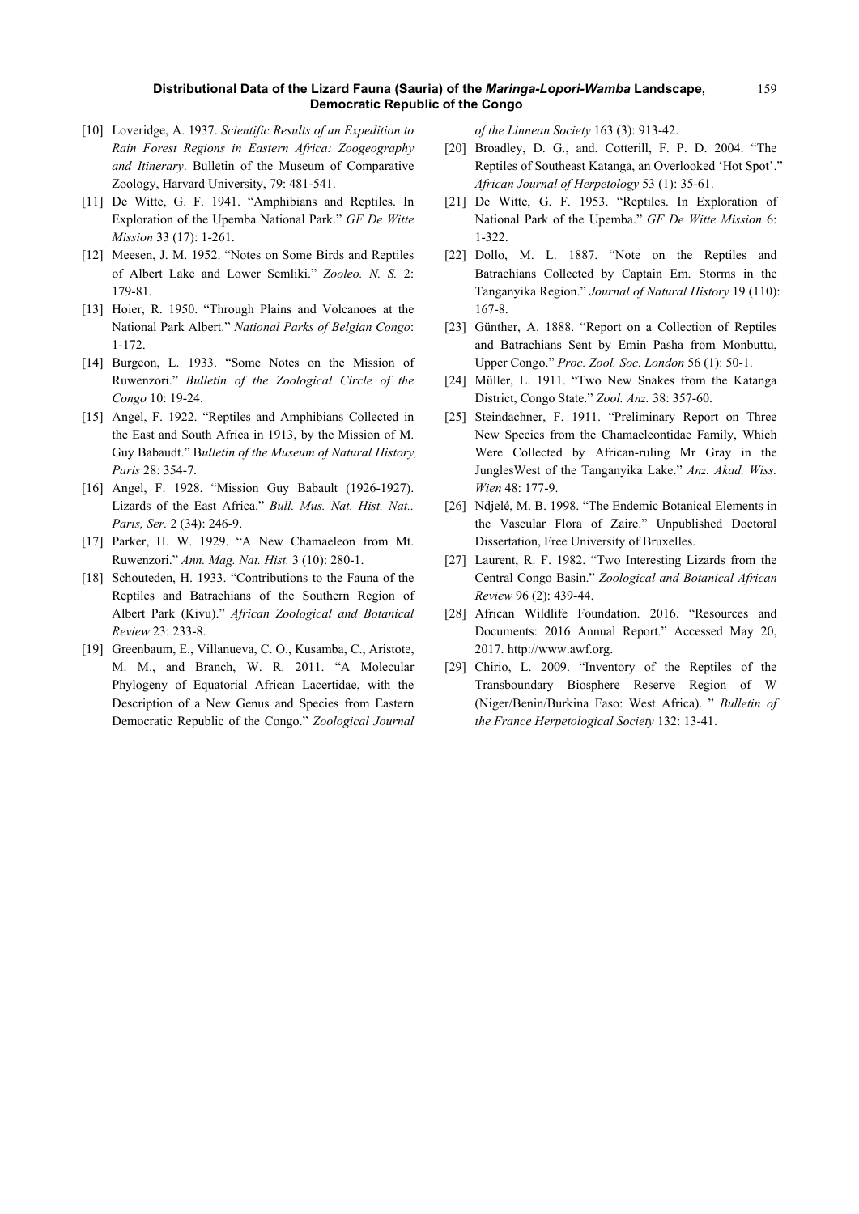[10] Loveridge, A. 1937. *Scientific Results of an Expedition to Rain Forest Regions in Eastern Africa: Zoogeography and Itinerary*. Bulletin of the Museum of Comparative Zoology, Harvard University, 79: 481-541.

[11] De Witte, G. F. 1941. "Amphibians and Reptiles. In Exploration of the Upemba National Park." *GF De Witte Mission* 33 (17): 1-261.

[12] Meesen, J. M. 1952. "Notes on Some Birds and Reptiles of Albert Lake and Lower Semliki." *Zooleo. N. S.* 2: 179-81.

[13] Hoier, R. 1950. "Through Plains and Volcanoes at the National Park Albert." *National Parks of Belgian Congo*: 1-172.

[14] Burgeon, L. 1933. "Some Notes on the Mission of Ruwenzori." *Bulletin of the Zoological Circle of the Congo* 10: 19-24.

[15] Angel, F. 1922. "Reptiles and Amphibians Collected in the East and South Africa in 1913, by the Mission of M. Guy Babaudt." B*ulletin of the Museum of Natural History, Paris* 28: 354-7.

[16] Angel, F. 1928. "Mission Guy Babault (1926-1927). Lizards of the East Africa." *Bull. Mus. Nat. Hist. Nat.. Paris, Ser.* 2 (34): 246-9.

[17] Parker, H. W. 1929. "A New Chamaeleon from Mt. Ruwenzori." *Ann. Mag. Nat. Hist.* 3 (10): 280-1.

[18] Schouteden, H. 1933. "Contributions to the Fauna of the Reptiles and Batrachians of the Southern Region of Albert Park (Kivu)." *African Zoological and Botanical Review* 23: 233-8.

[19] Greenbaum, E., Villanueva, C. O., Kusamba, C., Aristote, M. M., and Branch, W. R. 2011. "A Molecular Phylogeny of Equatorial African Lacertidae, with the Description of a New Genus and Species from Eastern Democratic Republic of the Congo." *Zoological Journal of the Linnean Society* 163 (3): 913-42.

[20] Broadley, D. G., and. Cotterill, F. P. D. 2004. "The Reptiles of Southeast Katanga, an Overlooked 'Hot Spot'." *African Journal of Herpetology* 53 (1): 35-61.

[21] De Witte, G. F. 1953. "Reptiles. In Exploration of National Park of the Upemba." *GF De Witte Mission* 6: 1-322.

[22] Dollo, M. L. 1887. "Note on the Reptiles and Batrachians Collected by Captain Em. Storms in the Tanganyika Region." *Journal of Natural History* 19 (110): 167-8.

[23] Günther, A. 1888. "Report on a Collection of Reptiles and Batrachians Sent by Emin Pasha from Monbuttu, Upper Congo." *Proc. Zool. Soc. London* 56 (1): 50-1.

[24] Müller, L. 1911. "Two New Snakes from the Katanga District, Congo State." *Zool. Anz.* 38: 357-60.

[25] Steindachner, F. 1911. "Preliminary Report on Three New Species from the Chamaeleontidae Family, Which Were Collected by African-ruling Mr Gray in the JunglesWest of the Tanganyika Lake." *Anz. Akad. Wiss. Wien* 48: 177-9.

[26] Ndjelé, M. B. 1998. "The Endemic Botanical Elements in the Vascular Flora of Zaire." Unpublished Doctoral Dissertation, Free University of Bruxelles.

[27] Laurent, R. F. 1982. "Two Interesting Lizards from the Central Congo Basin." *Zoological and Botanical African Review* 96 (2): 439-44.

[28] African Wildlife Foundation. 2016. "Resources and Documents: 2016 Annual Report." Accessed May 20, 2017. http://www.awf.org.

[29] Chirio, L. 2009. "Inventory of the Reptiles of the Transboundary Biosphere Reserve Region of W (Niger/Benin/Burkina Faso: West Africa). " *Bulletin of the France Herpetological Society* 132: 13-41.